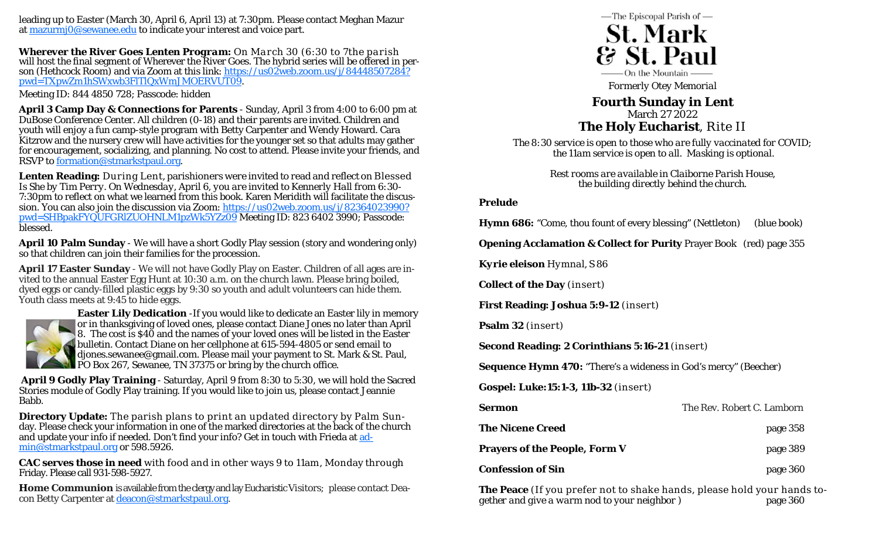leading up to Easter (March 30, April 6, April 13) at 7:30pm. Please contact Meghan Mazur at mazurmj0@sewanee.edu to indicate your interest and voice part.

**Wherever the River Goes Lenten Program:** On March 30 (6:30 to 7the parish will host the final segment of Wherever the River Goes. The hybrid series will be offered in person (Hethcock Room) and via Zoom at this link: https://us02web.zoom.us/j/84448507284?pwd=TXpwZm1hSWxwb3FlTlQxWmJMOERVUT09.

Meeting ID: 844 4850 728; Passcode: hidden

**April 3 Camp Day & Connections for Parents** - Sunday, April 3 from 4:00 to 6:00 pm at DuBose Conference Center. All children (0-18) and their parents are invited. Children and youth will enjoy a fun camp-style program with Betty Carpenter and Wendy Howard. Cara Kitzrow and the nursery crew will have activities for the younger set so that adults may gather for encouragement, socializing, and planning. No cost to attend. Please invite your friends, and RSVP to formation@stmarkstpaul.org.

**Lenten Reading:** During Lent, parishioners were invited to read and reflect on *Blessed Is She* by Tim Perry. On Wednesday, April 6, you are invited to Kennerly Hall from 6:30-7:30pm to reflect on what we learned from this book. Karen Meridith will facilitate the discussion. You can also join the discussion via Zoom: https://us02web.zoom.us/j/82364023990?pwd=SHBpakFYQUFGRlZUOHNLM1pzWk5YZz09 Meeting ID: 823 6402 3990; Passcode: blessed.

**April 10 Palm Sunday** - We will have a short Godly Play session (story and wondering only) so that children can join their families for the procession.

**April 17 Easter Sunday** - We will not have Godly Play on Easter. Children of all ages are invited to the annual Easter Egg Hunt at 10:30 a.m. on the church lawn. Please bring boiled, dyed eggs or candy-filled plastic eggs by 9:30 so youth and adult volunteers can hide them. Youth class meets at 9:45 to hide eggs.

**Easter Lily Dedication** -If you would like to dedicate an Easter lily in memory or in thanksgiving of loved ones, please contact Diane Jones no later than April 8. The cost is $40 and the names of your loved ones will be listed in the Easter bulletin. Contact Diane on her cellphone at 615-594-4805 or send email to djones.sewanee@gmail.com. Please mail your payment to St. Mark & St. Paul, PO Box 267, Sewanee, TN 37375 or bring by the church office.

**April 9 Godly Play Training** - Saturday, April 9 from 8:30 to 5:30, we will hold the Sacred Stories module of Godly Play training. If you would like to join us, please contact Jeannie Babb.

**Directory Update:** The parish plans to print an updated directory by Palm Sunday. Please check your information in one of the marked directories at the back of the church and update your info if needed. Don't find your info? Get in touch with Frieda at admin@stmarkstpaul.org or 598.5926.

**CAC serves those in need** with food and in other ways 9 to 11am, Monday through Friday. Please call 931-598-5927.

**Home Communion** is available from the clergy and lay Eucharistic Visitors; please contact Deacon Betty Carpenter at deacon@stmarkstpaul.org.

—The Episcopal Parish of —

# St. Mark & St. Paul

—On the Mountain —

Formerly Otey Memorial

## Fourth Sunday in Lent

March 27 2022

## The Holy Eucharist, Rite II

*The 8:30 service is open to those who are fully vaccinated for COVID; the 11am service is open to all. Masking is optional.*

*Rest rooms are available in Claiborne Parish House, the building directly behind the church.*

**Prelude**

**Hymn 686:** "Come, thou fount of every blessing" (Nettleton) (blue book)

**Opening Acclamation & Collect for Purity** Prayer Book (red) page 355

**Kyrie eleison** Hymnal, S 86

**Collect of the Day** (insert)

**First Reading: Joshua 5:9-12** (insert)

**Psalm 32** (insert)

**Second Reading: 2 Corinthians 5:16-21** (insert)

**Sequence Hymn 470:** "There's a wideness in God's mercy" (Beecher)

**Gospel: Luke:15:1-3, 11b-32** (insert)

**Sermon** — The Rev. Robert C. Lamborn

**The Nicene Creed** — page 358

**Prayers of the People, Form V** — page 389

**Confession of Sin** — page 360

**The Peace** (If you prefer not to shake hands, please hold your hands together and give a warm nod to your neighbor ) — page 360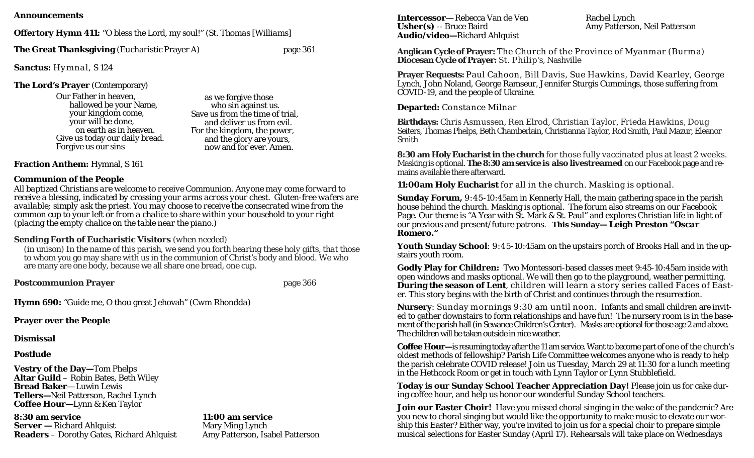**Announcements**

**Offertory Hymn 411:** "O bless the Lord, my soul!" (St. Thomas [Williams]

**The Great Thanksgiving** (Eucharistic Prayer A) page 361

**Sanctus:** Hymnal, S 124

**The Lord's Prayer** (Contemporary)

Our Father in heaven,
hallowed be your Name,
your kingdom come,
your will be done,
on earth as in heaven.
Give us today our daily bread.
Forgive us our sins
as we forgive those
who sin against us.
Save us from the time of trial,
and deliver us from evil.
For the kingdom, the power,
and the glory are yours,
now and for ever. Amen.

**Fraction Anthem:** Hymnal, S 161

**Communion of the People**

*All baptized Christians are welcome to receive Communion. Anyone may come forward to receive a blessing, indicated by crossing your arms across your chest. Gluten-free wafers are available; simply ask the priest. You may choose to receive the consecrated wine from the common cup to your left or from a chalice to share within your household to your right (placing the empty chalice on the table near the piano.)*

**Sending Forth of Eucharistic Visitors** (when needed)

(in unison) *In the name of this parish, we send you forth bearing these holy gifts, that those to whom you go may share with us in the communion of Christ's body and blood. We who are many are one body, because we all share one bread, one cup.*

**Postcommunion Prayer** page 366

**Hymn 690:** "Guide me, O thou great Jehovah" (Cwm Rhondda)

**Prayer over the People**

**Dismissal**

**Postlude**

**Vestry of the Day—**Tom Phelps
**Altar Guild** – Robin Bates, Beth Wiley
**Bread Baker**— Luwin Lewis
**Tellers—**Neil Patterson, Rachel Lynch
**Coffee Hour—**Lynn & Ken Taylor

| | 8:30 am service | 11:00 am service |
|---|---|---|
| **Server** | Richard Ahlquist | Mary Ming Lynch |
| **Readers** | Dorothy Gates, Richard Ahlquist | Amy Patterson, Isabel Patterson |
| **Intercessor** | Rebecca Van de Ven | Rachel Lynch |
| **Usher(s)** | Bruce Baird | Amy Patterson, Neil Patterson |
| **Audio/video** | Richard Ahlquist | |

**Anglican Cycle of Prayer:** The Church of the Province of Myanmar (Burma)
**Diocesan Cycle of Prayer:** St. Philip's, Nashville

**Prayer Requests:** Paul Cahoon, Bill Davis, Sue Hawkins, David Kearley, George Lynch, John Noland, George Ramseur, Jennifer Sturgis Cummings, those suffering from COVID-19, and the people of Ukraine.

**Departed:** Constance Milnar

**Birthdays:** Chris Asmussen, Ren Elrod, Christian Taylor, Frieda Hawkins, Doug Seiters, Thomas Phelps, Beth Chamberlain, Christianna Taylor, Rod Smith, Paul Mazur, Eleanor Smith

**8:30 am Holy Eucharist in the church** for those fully vaccinated plus at least 2 weeks. Masking is optional. **The 8:30 am service is also livestreamed** on our Facebook page and remains available there afterward.

**11:00am Holy Eucharist** for all in the church. Masking is optional.

**Sunday Forum,** 9:45-10:45am in Kennerly Hall, the main gathering space in the parish house behind the church. Masking is optional. The forum also streams on our Facebook Page. Our theme is "A Year with St. Mark & St. Paul" and explores Christian life in light of our previous and present/future patrons. **This Sunday— Leigh Preston "Oscar Romero."**

**Youth Sunday School**: 9:45-10:45am on the upstairs porch of Brooks Hall and in the upstairs youth room.

**Godly Play for Children:** Two Montessori-based classes meet 9:45-10:45am inside with open windows and masks optional. We will then go to the playground, weather permitting. **During the season of Lent**, children will learn a story series called Faces of Easter. This story begins with the birth of Christ and continues through the resurrection.

**Nursery**: Sunday mornings 9:30 am until noon. Infants and small children are invited to gather downstairs to form relationships and have fun! The nursery room is in the basement of the parish hall (in Sewanee Children's Center). Masks are optional for those age 2 and above. The children will be taken outside in nice weather.

**Coffee Hour—**is resuming today after the 11 am service. Want to become part of one of the church's oldest methods of fellowship? Parish Life Committee welcomes anyone who is ready to help the parish celebrate COVID release! Join us Tuesday, March 29 at 11:30 for a lunch meeting in the Hethcock Room or get in touch with Lynn Taylor or Lynn Stubblefield.

**Today is our Sunday School Teacher Appreciation Day!** Please join us for cake during coffee hour, and help us honor our wonderful Sunday School teachers.

**Join our Easter Choir!** Have you missed choral singing in the wake of the pandemic? Are you new to choral singing but would like the opportunity to make music to elevate our worship this Easter? Either way, you're invited to join us for a special choir to prepare simple musical selections for Easter Sunday (April 17). Rehearsals will take place on Wednesdays